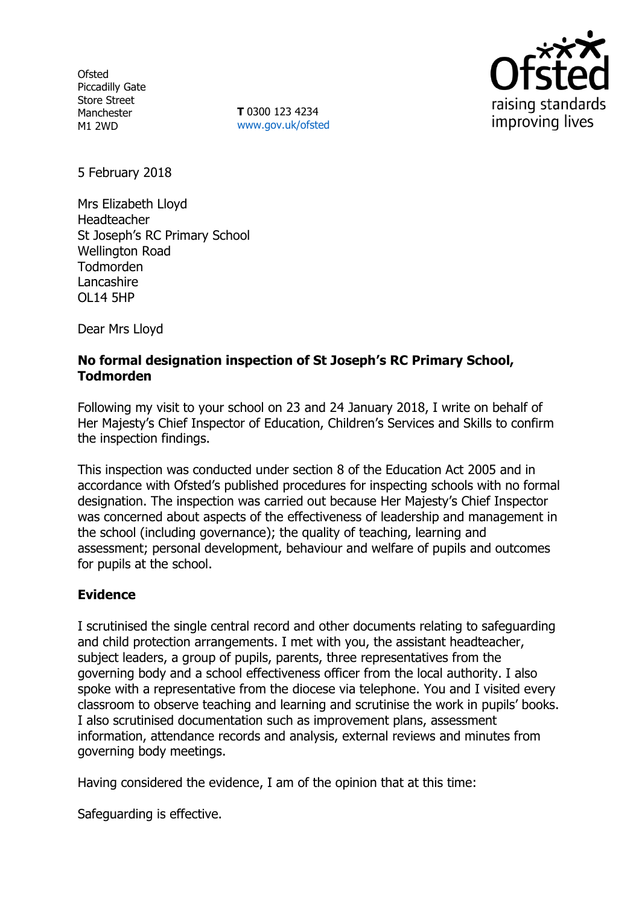Ofsted
Piccadilly Gate
Store Street
Manchester
M1 2WD

**T** 0300 123 4234
www.gov.uk/ofsted

5 February 2018

Mrs Elizabeth Lloyd
Headteacher
St Joseph's RC Primary School
Wellington Road
Todmorden
Lancashire
OL14 5HP

Dear Mrs Lloyd

**No formal designation inspection of St Joseph's RC Primary School, Todmorden**

Following my visit to your school on 23 and 24 January 2018, I write on behalf of Her Majesty's Chief Inspector of Education, Children's Services and Skills to confirm the inspection findings.

This inspection was conducted under section 8 of the Education Act 2005 and in accordance with Ofsted's published procedures for inspecting schools with no formal designation. The inspection was carried out because Her Majesty's Chief Inspector was concerned about aspects of the effectiveness of leadership and management in the school (including governance); the quality of teaching, learning and assessment; personal development, behaviour and welfare of pupils and outcomes for pupils at the school.

## Evidence

I scrutinised the single central record and other documents relating to safeguarding and child protection arrangements. I met with you, the assistant headteacher, subject leaders, a group of pupils, parents, three representatives from the governing body and a school effectiveness officer from the local authority. I also spoke with a representative from the diocese via telephone. You and I visited every classroom to observe teaching and learning and scrutinise the work in pupils' books. I also scrutinised documentation such as improvement plans, assessment information, attendance records and analysis, external reviews and minutes from governing body meetings.

Having considered the evidence, I am of the opinion that at this time:

Safeguarding is effective.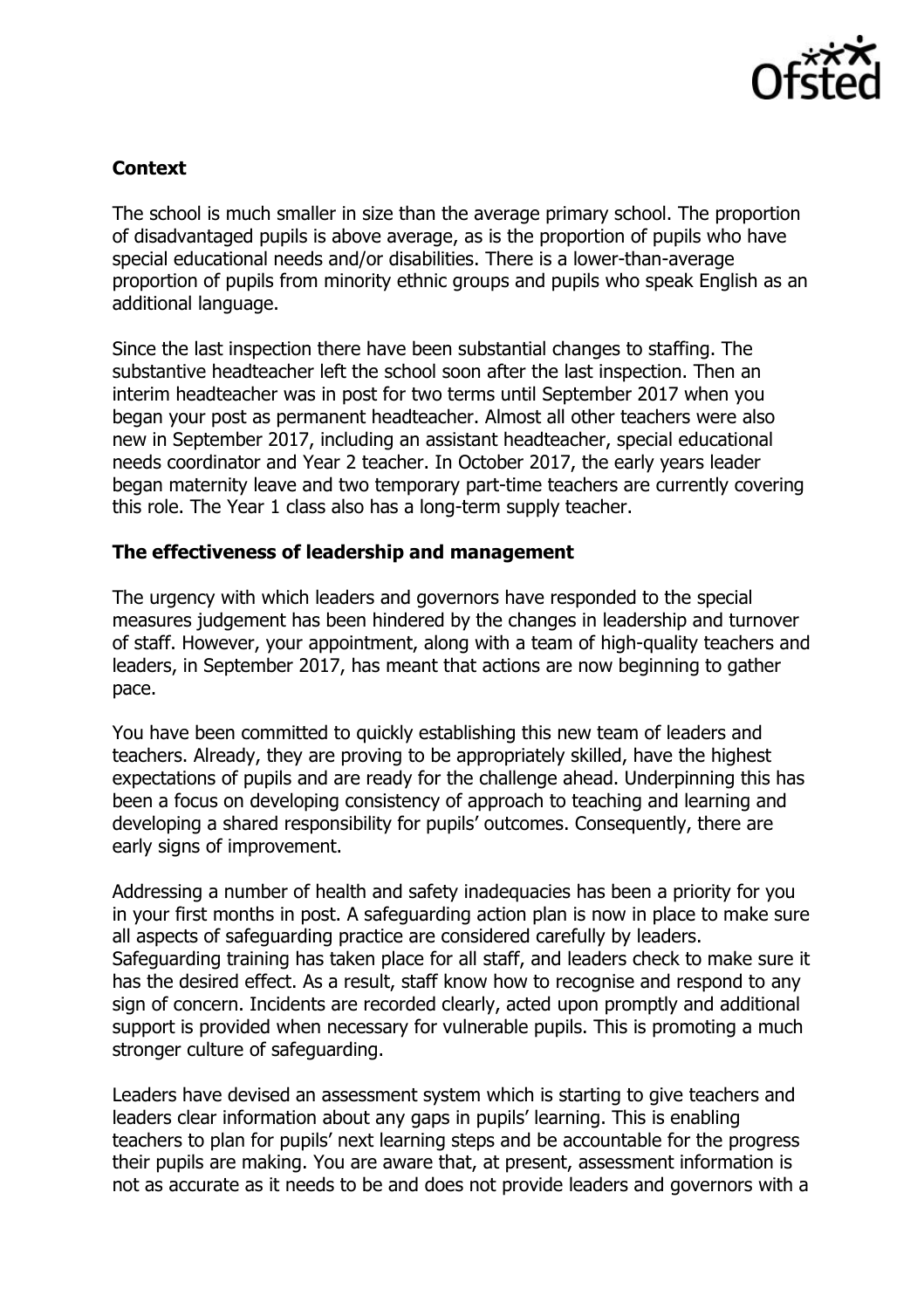**Context**

The school is much smaller in size than the average primary school. The proportion of disadvantaged pupils is above average, as is the proportion of pupils who have special educational needs and/or disabilities. There is a lower-than-average proportion of pupils from minority ethnic groups and pupils who speak English as an additional language.

Since the last inspection there have been substantial changes to staffing. The substantive headteacher left the school soon after the last inspection. Then an interim headteacher was in post for two terms until September 2017 when you began your post as permanent headteacher. Almost all other teachers were also new in September 2017, including an assistant headteacher, special educational needs coordinator and Year 2 teacher. In October 2017, the early years leader began maternity leave and two temporary part-time teachers are currently covering this role. The Year 1 class also has a long-term supply teacher.

**The effectiveness of leadership and management**

The urgency with which leaders and governors have responded to the special measures judgement has been hindered by the changes in leadership and turnover of staff. However, your appointment, along with a team of high-quality teachers and leaders, in September 2017, has meant that actions are now beginning to gather pace.

You have been committed to quickly establishing this new team of leaders and teachers. Already, they are proving to be appropriately skilled, have the highest expectations of pupils and are ready for the challenge ahead. Underpinning this has been a focus on developing consistency of approach to teaching and learning and developing a shared responsibility for pupils' outcomes. Consequently, there are early signs of improvement.

Addressing a number of health and safety inadequacies has been a priority for you in your first months in post. A safeguarding action plan is now in place to make sure all aspects of safeguarding practice are considered carefully by leaders. Safeguarding training has taken place for all staff, and leaders check to make sure it has the desired effect. As a result, staff know how to recognise and respond to any sign of concern. Incidents are recorded clearly, acted upon promptly and additional support is provided when necessary for vulnerable pupils. This is promoting a much stronger culture of safeguarding.

Leaders have devised an assessment system which is starting to give teachers and leaders clear information about any gaps in pupils' learning. This is enabling teachers to plan for pupils' next learning steps and be accountable for the progress their pupils are making. You are aware that, at present, assessment information is not as accurate as it needs to be and does not provide leaders and governors with a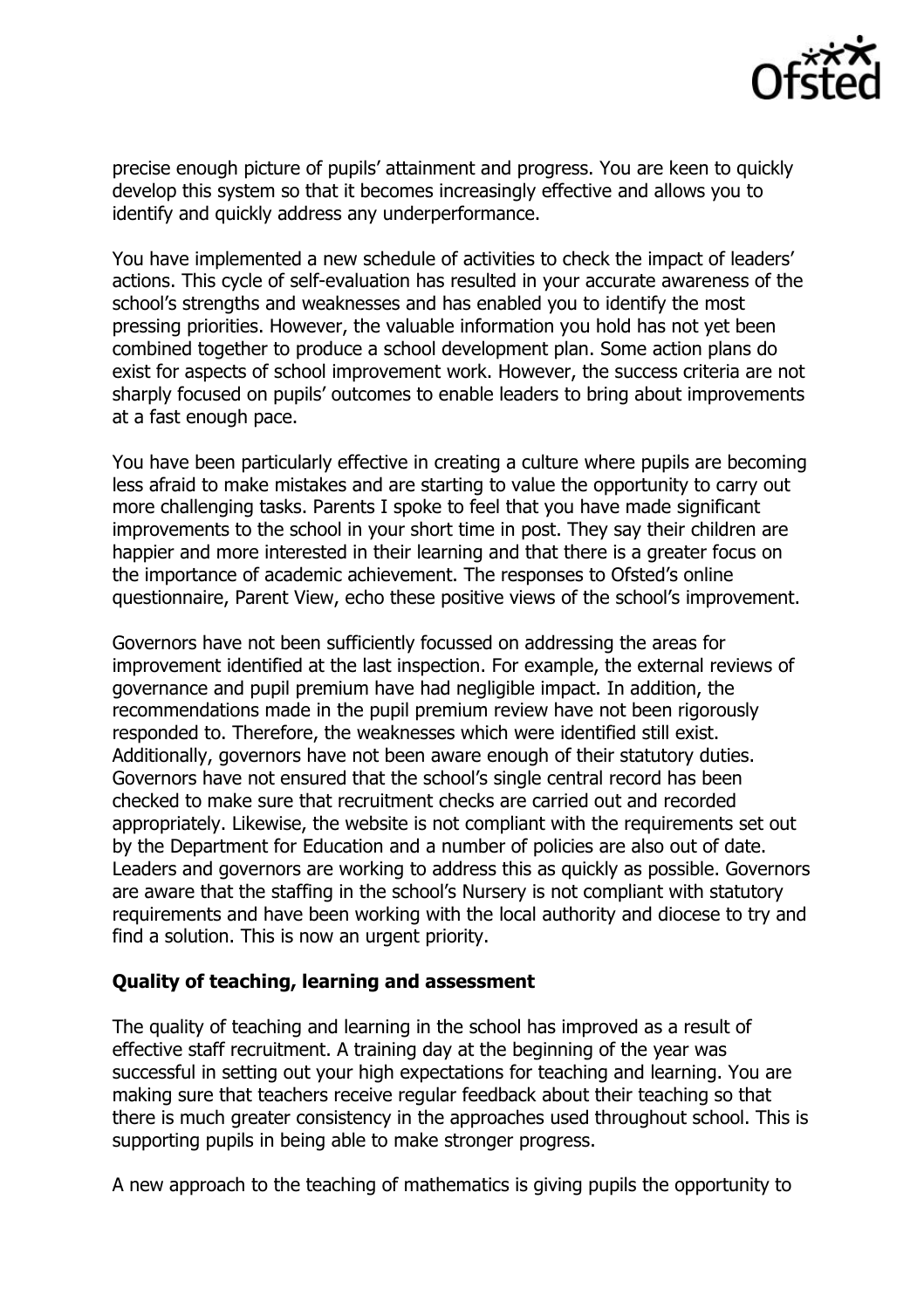precise enough picture of pupils' attainment and progress. You are keen to quickly develop this system so that it becomes increasingly effective and allows you to identify and quickly address any underperformance.

You have implemented a new schedule of activities to check the impact of leaders' actions. This cycle of self-evaluation has resulted in your accurate awareness of the school's strengths and weaknesses and has enabled you to identify the most pressing priorities. However, the valuable information you hold has not yet been combined together to produce a school development plan. Some action plans do exist for aspects of school improvement work. However, the success criteria are not sharply focused on pupils' outcomes to enable leaders to bring about improvements at a fast enough pace.

You have been particularly effective in creating a culture where pupils are becoming less afraid to make mistakes and are starting to value the opportunity to carry out more challenging tasks. Parents I spoke to feel that you have made significant improvements to the school in your short time in post. They say their children are happier and more interested in their learning and that there is a greater focus on the importance of academic achievement. The responses to Ofsted's online questionnaire, Parent View, echo these positive views of the school's improvement.

Governors have not been sufficiently focussed on addressing the areas for improvement identified at the last inspection. For example, the external reviews of governance and pupil premium have had negligible impact. In addition, the recommendations made in the pupil premium review have not been rigorously responded to. Therefore, the weaknesses which were identified still exist. Additionally, governors have not been aware enough of their statutory duties. Governors have not ensured that the school's single central record has been checked to make sure that recruitment checks are carried out and recorded appropriately. Likewise, the website is not compliant with the requirements set out by the Department for Education and a number of policies are also out of date. Leaders and governors are working to address this as quickly as possible. Governors are aware that the staffing in the school's Nursery is not compliant with statutory requirements and have been working with the local authority and diocese to try and find a solution. This is now an urgent priority.

**Quality of teaching, learning and assessment**

The quality of teaching and learning in the school has improved as a result of effective staff recruitment. A training day at the beginning of the year was successful in setting out your high expectations for teaching and learning. You are making sure that teachers receive regular feedback about their teaching so that there is much greater consistency in the approaches used throughout school. This is supporting pupils in being able to make stronger progress.

A new approach to the teaching of mathematics is giving pupils the opportunity to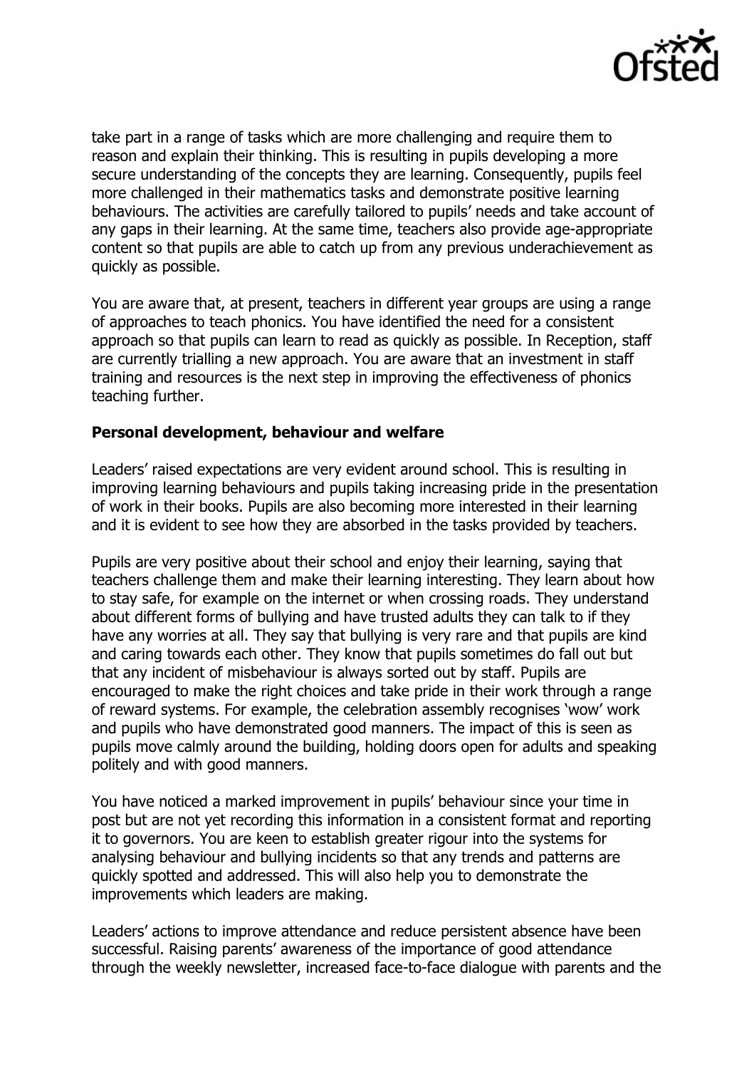take part in a range of tasks which are more challenging and require them to reason and explain their thinking. This is resulting in pupils developing a more secure understanding of the concepts they are learning. Consequently, pupils feel more challenged in their mathematics tasks and demonstrate positive learning behaviours. The activities are carefully tailored to pupils' needs and take account of any gaps in their learning. At the same time, teachers also provide age-appropriate content so that pupils are able to catch up from any previous underachievement as quickly as possible.

You are aware that, at present, teachers in different year groups are using a range of approaches to teach phonics. You have identified the need for a consistent approach so that pupils can learn to read as quickly as possible. In Reception, staff are currently trialling a new approach. You are aware that an investment in staff training and resources is the next step in improving the effectiveness of phonics teaching further.

**Personal development, behaviour and welfare**

Leaders' raised expectations are very evident around school. This is resulting in improving learning behaviours and pupils taking increasing pride in the presentation of work in their books. Pupils are also becoming more interested in their learning and it is evident to see how they are absorbed in the tasks provided by teachers.

Pupils are very positive about their school and enjoy their learning, saying that teachers challenge them and make their learning interesting. They learn about how to stay safe, for example on the internet or when crossing roads. They understand about different forms of bullying and have trusted adults they can talk to if they have any worries at all. They say that bullying is very rare and that pupils are kind and caring towards each other. They know that pupils sometimes do fall out but that any incident of misbehaviour is always sorted out by staff. Pupils are encouraged to make the right choices and take pride in their work through a range of reward systems. For example, the celebration assembly recognises 'wow' work and pupils who have demonstrated good manners. The impact of this is seen as pupils move calmly around the building, holding doors open for adults and speaking politely and with good manners.

You have noticed a marked improvement in pupils' behaviour since your time in post but are not yet recording this information in a consistent format and reporting it to governors. You are keen to establish greater rigour into the systems for analysing behaviour and bullying incidents so that any trends and patterns are quickly spotted and addressed. This will also help you to demonstrate the improvements which leaders are making.

Leaders' actions to improve attendance and reduce persistent absence have been successful. Raising parents' awareness of the importance of good attendance through the weekly newsletter, increased face-to-face dialogue with parents and the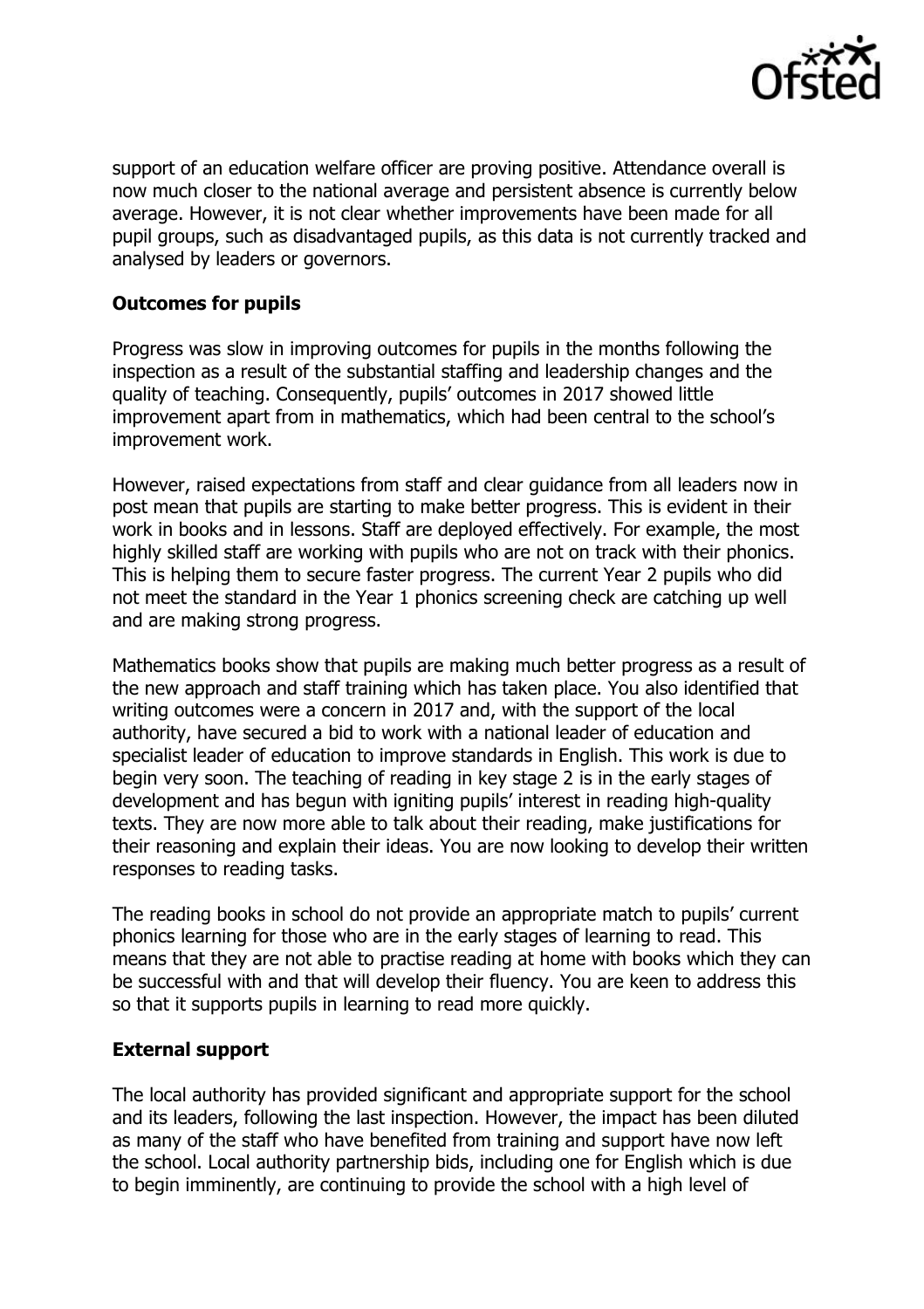support of an education welfare officer are proving positive. Attendance overall is now much closer to the national average and persistent absence is currently below average. However, it is not clear whether improvements have been made for all pupil groups, such as disadvantaged pupils, as this data is not currently tracked and analysed by leaders or governors.

## Outcomes for pupils

Progress was slow in improving outcomes for pupils in the months following the inspection as a result of the substantial staffing and leadership changes and the quality of teaching. Consequently, pupils' outcomes in 2017 showed little improvement apart from in mathematics, which had been central to the school's improvement work.

However, raised expectations from staff and clear guidance from all leaders now in post mean that pupils are starting to make better progress. This is evident in their work in books and in lessons. Staff are deployed effectively. For example, the most highly skilled staff are working with pupils who are not on track with their phonics. This is helping them to secure faster progress. The current Year 2 pupils who did not meet the standard in the Year 1 phonics screening check are catching up well and are making strong progress.

Mathematics books show that pupils are making much better progress as a result of the new approach and staff training which has taken place. You also identified that writing outcomes were a concern in 2017 and, with the support of the local authority, have secured a bid to work with a national leader of education and specialist leader of education to improve standards in English. This work is due to begin very soon. The teaching of reading in key stage 2 is in the early stages of development and has begun with igniting pupils' interest in reading high-quality texts. They are now more able to talk about their reading, make justifications for their reasoning and explain their ideas. You are now looking to develop their written responses to reading tasks.

The reading books in school do not provide an appropriate match to pupils' current phonics learning for those who are in the early stages of learning to read. This means that they are not able to practise reading at home with books which they can be successful with and that will develop their fluency. You are keen to address this so that it supports pupils in learning to read more quickly.

## External support

The local authority has provided significant and appropriate support for the school and its leaders, following the last inspection. However, the impact has been diluted as many of the staff who have benefited from training and support have now left the school. Local authority partnership bids, including one for English which is due to begin imminently, are continuing to provide the school with a high level of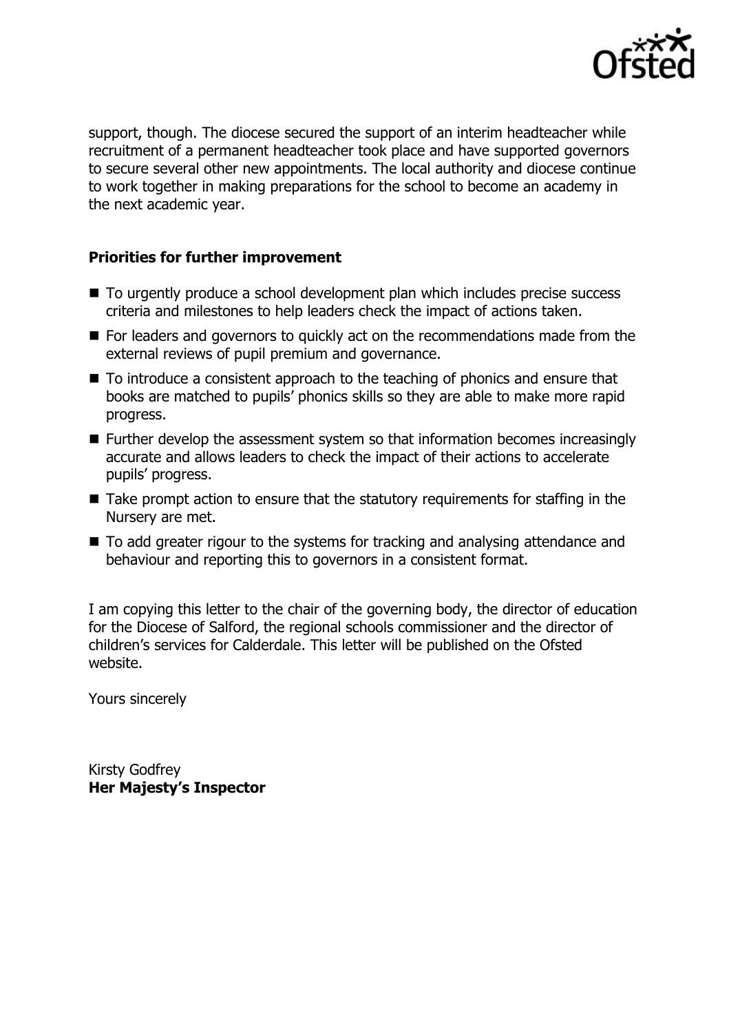support, though. The diocese secured the support of an interim headteacher while recruitment of a permanent headteacher took place and have supported governors to secure several other new appointments. The local authority and diocese continue to work together in making preparations for the school to become an academy in the next academic year.

**Priorities for further improvement**

- To urgently produce a school development plan which includes precise success criteria and milestones to help leaders check the impact of actions taken.
- For leaders and governors to quickly act on the recommendations made from the external reviews of pupil premium and governance.
- To introduce a consistent approach to the teaching of phonics and ensure that books are matched to pupils' phonics skills so they are able to make more rapid progress.
- Further develop the assessment system so that information becomes increasingly accurate and allows leaders to check the impact of their actions to accelerate pupils' progress.
- Take prompt action to ensure that the statutory requirements for staffing in the Nursery are met.
- To add greater rigour to the systems for tracking and analysing attendance and behaviour and reporting this to governors in a consistent format.

I am copying this letter to the chair of the governing body, the director of education for the Diocese of Salford, the regional schools commissioner and the director of children's services for Calderdale. This letter will be published on the Ofsted website.

Yours sincerely

Kirsty Godfrey
**Her Majesty's Inspector**